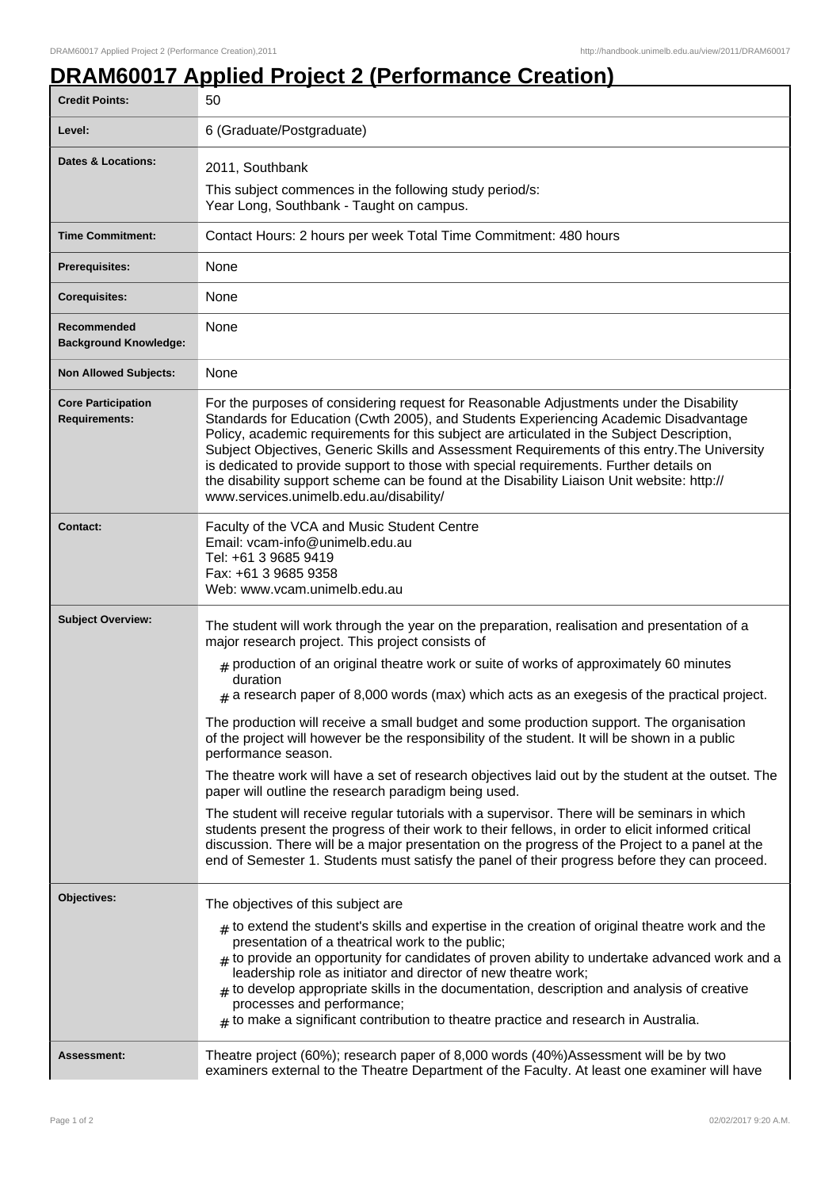# DRAM60017 Applied Project 2 (Performance Creation)

| | |
|---|---|
| **Credit Points:** | 50 |
| **Level:** | 6 (Graduate/Postgraduate) |
| **Dates & Locations:** | 2011, Southbank<br>This subject commences in the following study period/s:<br>Year Long, Southbank - Taught on campus. |
| **Time Commitment:** | Contact Hours: 2 hours per week Total Time Commitment: 480 hours |
| **Prerequisites:** | None |
| **Corequisites:** | None |
| **Recommended Background Knowledge:** | None |
| **Non Allowed Subjects:** | None |
| **Core Participation Requirements:** | For the purposes of considering request for Reasonable Adjustments under the Disability Standards for Education (Cwth 2005), and Students Experiencing Academic Disadvantage Policy, academic requirements for this subject are articulated in the Subject Description, Subject Objectives, Generic Skills and Assessment Requirements of this entry.The University is dedicated to provide support to those with special requirements. Further details on the disability support scheme can be found at the Disability Liaison Unit website: http://www.services.unimelb.edu.au/disability/ |
| **Contact:** | Faculty of the VCA and Music Student Centre<br>Email: vcam-info@unimelb.edu.au<br>Tel: +61 3 9685 9419<br>Fax: +61 3 9685 9358<br>Web: www.vcam.unimelb.edu.au |
| **Subject Overview:** | The student will work through the year on the preparation, realisation and presentation of a major research project. This project consists of<br># production of an original theatre work or suite of works of approximately 60 minutes duration<br># a research paper of 8,000 words (max) which acts as an exegesis of the practical project.<br>The production will receive a small budget and some production support. The organisation of the project will however be the responsibility of the student. It will be shown in a public performance season.<br>The theatre work will have a set of research objectives laid out by the student at the outset. The paper will outline the research paradigm being used.<br>The student will receive regular tutorials with a supervisor. There will be seminars in which students present the progress of their work to their fellows, in order to elicit informed critical discussion. There will be a major presentation on the progress of the Project to a panel at the end of Semester 1. Students must satisfy the panel of their progress before they can proceed. |
| **Objectives:** | The objectives of this subject are<br># to extend the student's skills and expertise in the creation of original theatre work and the presentation of a theatrical work to the public;<br># to provide an opportunity for candidates of proven ability to undertake advanced work and a leadership role as initiator and director of new theatre work;<br># to develop appropriate skills in the documentation, description and analysis of creative processes and performance;<br># to make a significant contribution to theatre practice and research in Australia. |
| **Assessment:** | Theatre project (60%); research paper of 8,000 words (40%)Assessment will be by two examiners external to the Theatre Department of the Faculty. At least one examiner will have |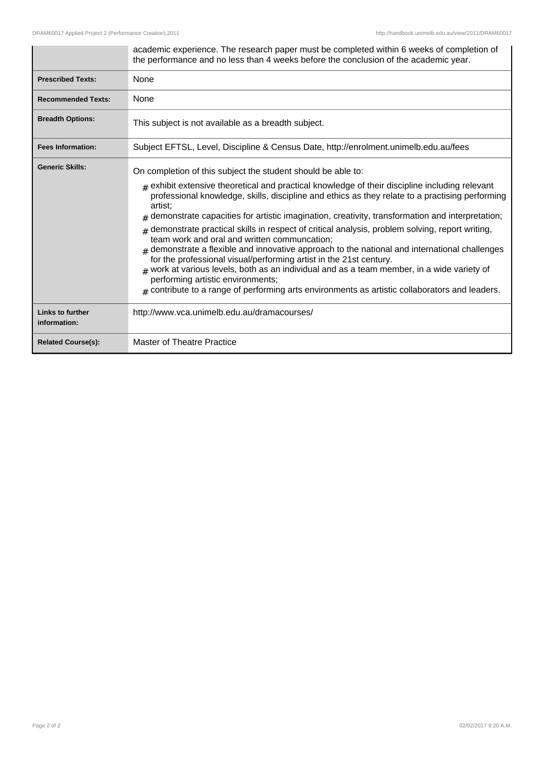| | |
|---|---|
| | academic experience. The research paper must be completed within 6 weeks of completion of the performance and no less than 4 weeks before the conclusion of the academic year. |
| **Prescribed Texts:** | None |
| **Recommended Texts:** | None |
| **Breadth Options:** | This subject is not available as a breadth subject. |
| **Fees Information:** | Subject EFTSL, Level, Discipline & Census Date, http://enrolment.unimelb.edu.au/fees |
| **Generic Skills:** | On completion of this subject the student should be able to: <br># exhibit extensive theoretical and practical knowledge of their discipline including relevant professional knowledge, skills, discipline and ethics as they relate to a practising performing artist; <br># demonstrate capacities for artistic imagination, creativity, transformation and interpretation; <br># demonstrate practical skills in respect of critical analysis, problem solving, report writing, team work and oral and written communcation; <br># demonstrate a flexible and innovative approach to the national and international challenges for the professional visual/performing artist in the 21st century. <br># work at various levels, both as an individual and as a team member, in a wide variety of performing artistic environments; <br># contribute to a range of performing arts environments as artistic collaborators and leaders. |
| **Links to further information:** | http://www.vca.unimelb.edu.au/dramacourses/ |
| **Related Course(s):** | Master of Theatre Practice |